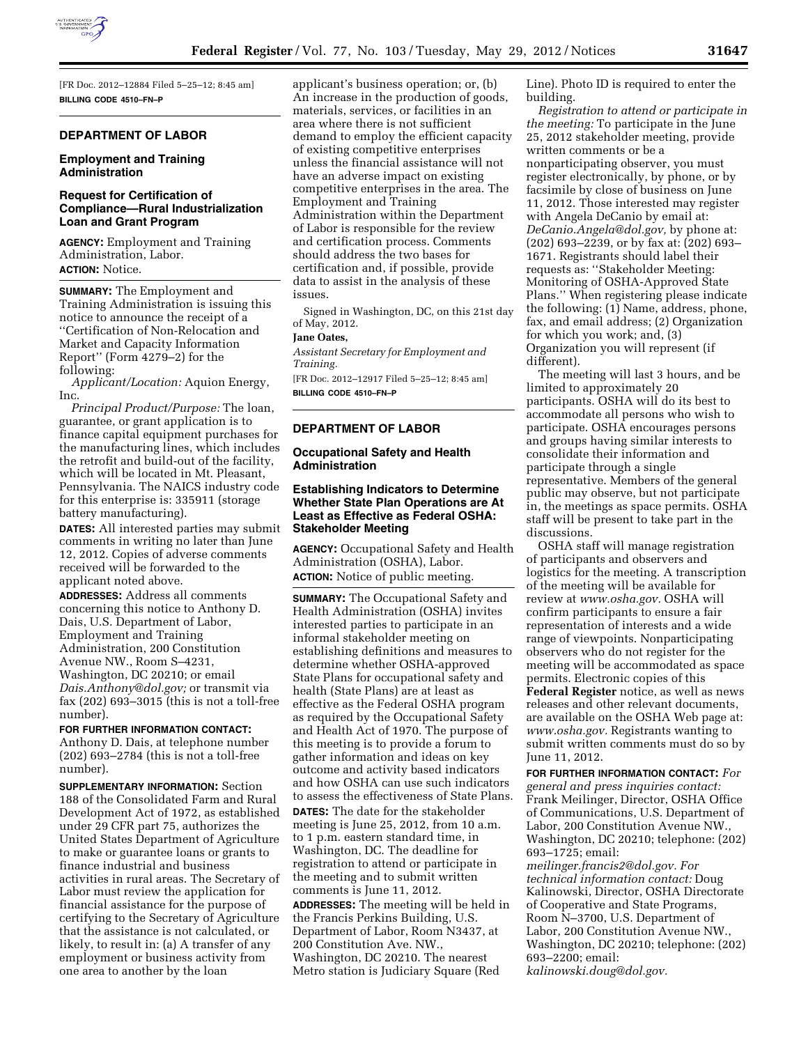[FR Doc. 2012–12884 Filed 5–25–12; 8:45 am]

**BILLING CODE 4510–FN–P**

## DEPARTMENT OF LABOR

### Employment and Training Administration

### Request for Certification of Compliance—Rural Industrialization Loan and Grant Program

**AGENCY:** Employment and Training Administration, Labor.

**ACTION:** Notice.

**SUMMARY:** The Employment and Training Administration is issuing this notice to announce the receipt of a ''Certification of Non-Relocation and Market and Capacity Information Report'' (Form 4279–2) for the following:

*Applicant/Location:* Aquion Energy, Inc.

*Principal Product/Purpose:* The loan, guarantee, or grant application is to finance capital equipment purchases for the manufacturing lines, which includes the retrofit and build-out of the facility, which will be located in Mt. Pleasant, Pennsylvania. The NAICS industry code for this enterprise is: 335911 (storage battery manufacturing).

**DATES:** All interested parties may submit comments in writing no later than June 12, 2012. Copies of adverse comments received will be forwarded to the applicant noted above.

**ADDRESSES:** Address all comments concerning this notice to Anthony D. Dais, U.S. Department of Labor, Employment and Training Administration, 200 Constitution Avenue NW., Room S–4231, Washington, DC 20210; or email *Dais.Anthony@dol.gov;* or transmit via fax (202) 693–3015 (this is not a toll-free number).

**FOR FURTHER INFORMATION CONTACT:** Anthony D. Dais, at telephone number (202) 693–2784 (this is not a toll-free number).

**SUPPLEMENTARY INFORMATION:** Section 188 of the Consolidated Farm and Rural Development Act of 1972, as established under 29 CFR part 75, authorizes the United States Department of Agriculture to make or guarantee loans or grants to finance industrial and business activities in rural areas. The Secretary of Labor must review the application for financial assistance for the purpose of certifying to the Secretary of Agriculture that the assistance is not calculated, or likely, to result in: (a) A transfer of any employment or business activity from one area to another by the loan applicant's business operation; or, (b) An increase in the production of goods, materials, services, or facilities in an area where there is not sufficient demand to employ the efficient capacity of existing competitive enterprises unless the financial assistance will not have an adverse impact on existing competitive enterprises in the area. The Employment and Training Administration within the Department of Labor is responsible for the review and certification process. Comments should address the two bases for certification and, if possible, provide data to assist in the analysis of these issues.

Signed in Washington, DC, on this 21st day of May, 2012.

**Jane Oates,**

*Assistant Secretary for Employment and Training.*

[FR Doc. 2012–12917 Filed 5–25–12; 8:45 am]

**BILLING CODE 4510–FN–P**

## DEPARTMENT OF LABOR

### Occupational Safety and Health Administration

### Establishing Indicators to Determine Whether State Plan Operations are At Least as Effective as Federal OSHA: Stakeholder Meeting

**AGENCY:** Occupational Safety and Health Administration (OSHA), Labor.

**ACTION:** Notice of public meeting.

**SUMMARY:** The Occupational Safety and Health Administration (OSHA) invites interested parties to participate in an informal stakeholder meeting on establishing definitions and measures to determine whether OSHA-approved State Plans for occupational safety and health (State Plans) are at least as effective as the Federal OSHA program as required by the Occupational Safety and Health Act of 1970. The purpose of this meeting is to provide a forum to gather information and ideas on key outcome and activity based indicators and how OSHA can use such indicators to assess the effectiveness of State Plans.

**DATES:** The date for the stakeholder meeting is June 25, 2012, from 10 a.m. to 1 p.m. eastern standard time, in Washington, DC. The deadline for registration to attend or participate in the meeting and to submit written comments is June 11, 2012.

**ADDRESSES:** The meeting will be held in the Francis Perkins Building, U.S. Department of Labor, Room N3437, at 200 Constitution Ave. NW., Washington, DC 20210. The nearest Metro station is Judiciary Square (Red Line). Photo ID is required to enter the building.

*Registration to attend or participate in the meeting:* To participate in the June 25, 2012 stakeholder meeting, provide written comments or be a nonparticipating observer, you must register electronically, by phone, or by facsimile by close of business on June 11, 2012. Those interested may register with Angela DeCanio by email at: *DeCanio.Angela@dol.gov,* by phone at: (202) 693–2239, or by fax at: (202) 693–1671. Registrants should label their requests as: ''Stakeholder Meeting: Monitoring of OSHA-Approved State Plans.'' When registering please indicate the following: (1) Name, address, phone, fax, and email address; (2) Organization for which you work; and, (3) Organization you will represent (if different).

The meeting will last 3 hours, and be limited to approximately 20 participants. OSHA will do its best to accommodate all persons who wish to participate. OSHA encourages persons and groups having similar interests to consolidate their information and participate through a single representative. Members of the general public may observe, but not participate in, the meetings as space permits. OSHA staff will be present to take part in the discussions.

OSHA staff will manage registration of participants and observers and logistics for the meeting. A transcription of the meeting will be available for review at *www.osha.gov.* OSHA will confirm participants to ensure a fair representation of interests and a wide range of viewpoints. Nonparticipating observers who do not register for the meeting will be accommodated as space permits. Electronic copies of this **Federal Register** notice, as well as news releases and other relevant documents, are available on the OSHA Web page at: *www.osha.gov.* Registrants wanting to submit written comments must do so by June 11, 2012.

**FOR FURTHER INFORMATION CONTACT:** *For general and press inquiries contact:* Frank Meilinger, Director, OSHA Office of Communications, U.S. Department of Labor, 200 Constitution Avenue NW., Washington, DC 20210; telephone: (202) 693–1725; email: *meilinger.francis2@dol.gov. For technical information contact:* Doug Kalinowski, Director, OSHA Directorate of Cooperative and State Programs, Room N–3700, U.S. Department of Labor, 200 Constitution Avenue NW., Washington, DC 20210; telephone: (202) 693–2200; email: *kalinowski.doug@dol.gov.*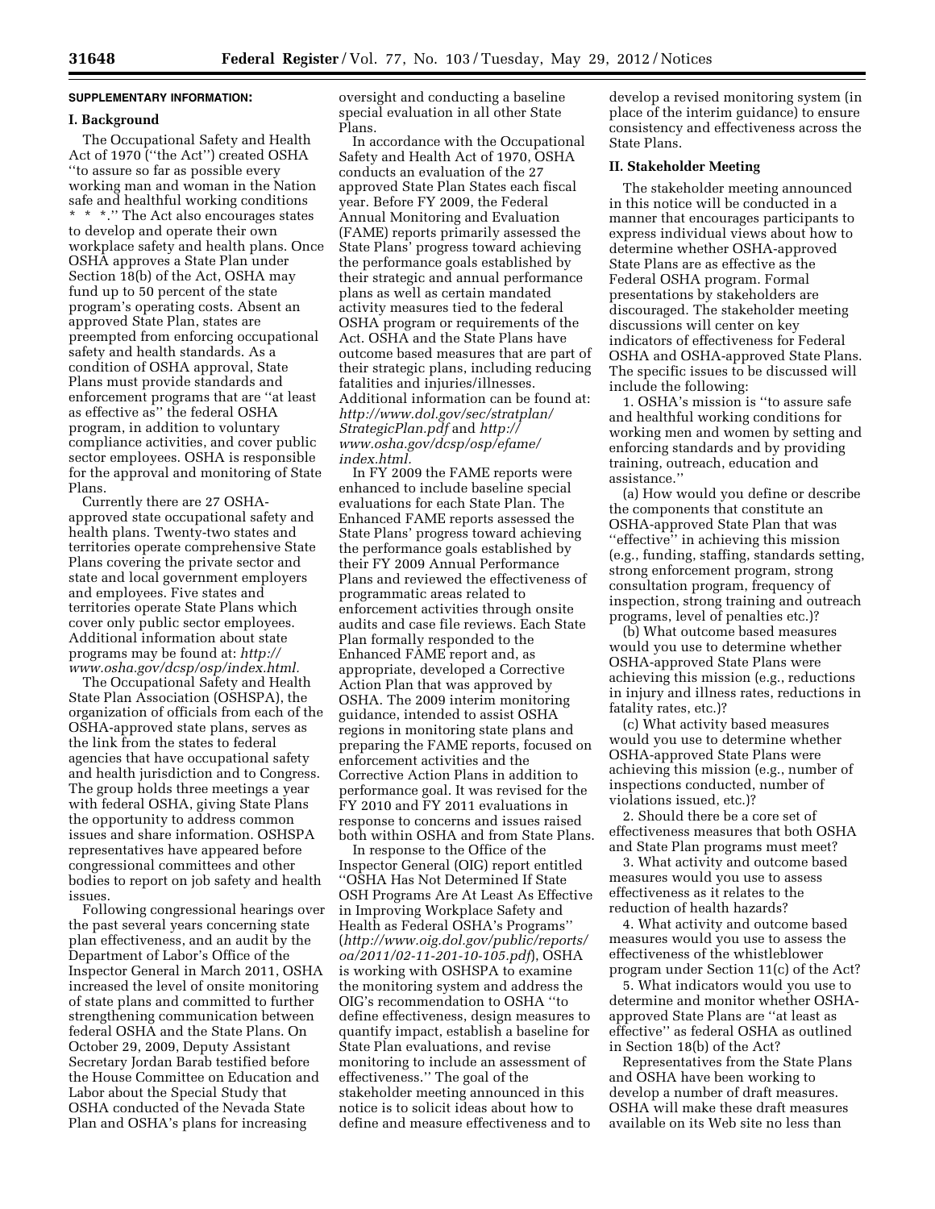**SUPPLEMENTARY INFORMATION:**

## I. Background

The Occupational Safety and Health Act of 1970 (''the Act'') created OSHA ''to assure so far as possible every working man and woman in the Nation safe and healthful working conditions * * *.'' The Act also encourages states to develop and operate their own workplace safety and health plans. Once OSHA approves a State Plan under Section 18(b) of the Act, OSHA may fund up to 50 percent of the state program's operating costs. Absent an approved State Plan, states are preempted from enforcing occupational safety and health standards. As a condition of OSHA approval, State Plans must provide standards and enforcement programs that are ''at least as effective as'' the federal OSHA program, in addition to voluntary compliance activities, and cover public sector employees. OSHA is responsible for the approval and monitoring of State Plans.

Currently there are 27 OSHA-approved state occupational safety and health plans. Twenty-two states and territories operate comprehensive State Plans covering the private sector and state and local government employers and employees. Five states and territories operate State Plans which cover only public sector employees. Additional information about state programs may be found at: *http://www.osha.gov/dcsp/osp/index.html.*

The Occupational Safety and Health State Plan Association (OSHSPA), the organization of officials from each of the OSHA-approved state plans, serves as the link from the states to federal agencies that have occupational safety and health jurisdiction and to Congress. The group holds three meetings a year with federal OSHA, giving State Plans the opportunity to address common issues and share information. OSHSPA representatives have appeared before congressional committees and other bodies to report on job safety and health issues.

Following congressional hearings over the past several years concerning state plan effectiveness, and an audit by the Department of Labor's Office of the Inspector General in March 2011, OSHA increased the level of onsite monitoring of state plans and committed to further strengthening communication between federal OSHA and the State Plans. On October 29, 2009, Deputy Assistant Secretary Jordan Barab testified before the House Committee on Education and Labor about the Special Study that OSHA conducted of the Nevada State Plan and OSHA's plans for increasing oversight and conducting a baseline special evaluation in all other State Plans.

In accordance with the Occupational Safety and Health Act of 1970, OSHA conducts an evaluation of the 27 approved State Plan States each fiscal year. Before FY 2009, the Federal Annual Monitoring and Evaluation (FAME) reports primarily assessed the State Plans' progress toward achieving the performance goals established by their strategic and annual performance plans as well as certain mandated activity measures tied to the federal OSHA program or requirements of the Act. OSHA and the State Plans have outcome based measures that are part of their strategic plans, including reducing fatalities and injuries/illnesses. Additional information can be found at: *http://www.dol.gov/sec/stratplan/StrategicPlan.pdf* and *http://www.osha.gov/dcsp/osp/efame/index.html.*

In FY 2009 the FAME reports were enhanced to include baseline special evaluations for each State Plan. The Enhanced FAME reports assessed the State Plans' progress toward achieving the performance goals established by their FY 2009 Annual Performance Plans and reviewed the effectiveness of programmatic areas related to enforcement activities through onsite audits and case file reviews. Each State Plan formally responded to the Enhanced FAME report and, as appropriate, developed a Corrective Action Plan that was approved by OSHA. The 2009 interim monitoring guidance, intended to assist OSHA regions in monitoring state plans and preparing the FAME reports, focused on enforcement activities and the Corrective Action Plans in addition to performance goal. It was revised for the FY 2010 and FY 2011 evaluations in response to concerns and issues raised both within OSHA and from State Plans.

In response to the Office of the Inspector General (OIG) report entitled ''OSHA Has Not Determined If State OSH Programs Are At Least As Effective in Improving Workplace Safety and Health as Federal OSHA's Programs'' (*http://www.oig.dol.gov/public/reports/oa/2011/02-11-201-10-105.pdf*), OSHA is working with OSHSPA to examine the monitoring system and address the OIG's recommendation to OSHA ''to define effectiveness, design measures to quantify impact, establish a baseline for State Plan evaluations, and revise monitoring to include an assessment of effectiveness.'' The goal of the stakeholder meeting announced in this notice is to solicit ideas about how to define and measure effectiveness and to develop a revised monitoring system (in place of the interim guidance) to ensure consistency and effectiveness across the State Plans.

## II. Stakeholder Meeting

The stakeholder meeting announced in this notice will be conducted in a manner that encourages participants to express individual views about how to determine whether OSHA-approved State Plans are as effective as the Federal OSHA program. Formal presentations by stakeholders are discouraged. The stakeholder meeting discussions will center on key indicators of effectiveness for Federal OSHA and OSHA-approved State Plans. The specific issues to be discussed will include the following:

1. OSHA's mission is ''to assure safe and healthful working conditions for working men and women by setting and enforcing standards and by providing training, outreach, education and assistance.''

(a) How would you define or describe the components that constitute an OSHA-approved State Plan that was ''effective'' in achieving this mission (e.g., funding, staffing, standards setting, strong enforcement program, strong consultation program, frequency of inspection, strong training and outreach programs, level of penalties etc.)?

(b) What outcome based measures would you use to determine whether OSHA-approved State Plans were achieving this mission (e.g., reductions in injury and illness rates, reductions in fatality rates, etc.)?

(c) What activity based measures would you use to determine whether OSHA-approved State Plans were achieving this mission (e.g., number of inspections conducted, number of violations issued, etc.)?

2. Should there be a core set of effectiveness measures that both OSHA and State Plan programs must meet?

3. What activity and outcome based measures would you use to assess effectiveness as it relates to the reduction of health hazards?

4. What activity and outcome based measures would you use to assess the effectiveness of the whistleblower program under Section 11(c) of the Act?

5. What indicators would you use to determine and monitor whether OSHA-approved State Plans are ''at least as effective'' as federal OSHA as outlined in Section 18(b) of the Act?

Representatives from the State Plans and OSHA have been working to develop a number of draft measures. OSHA will make these draft measures available on its Web site no less than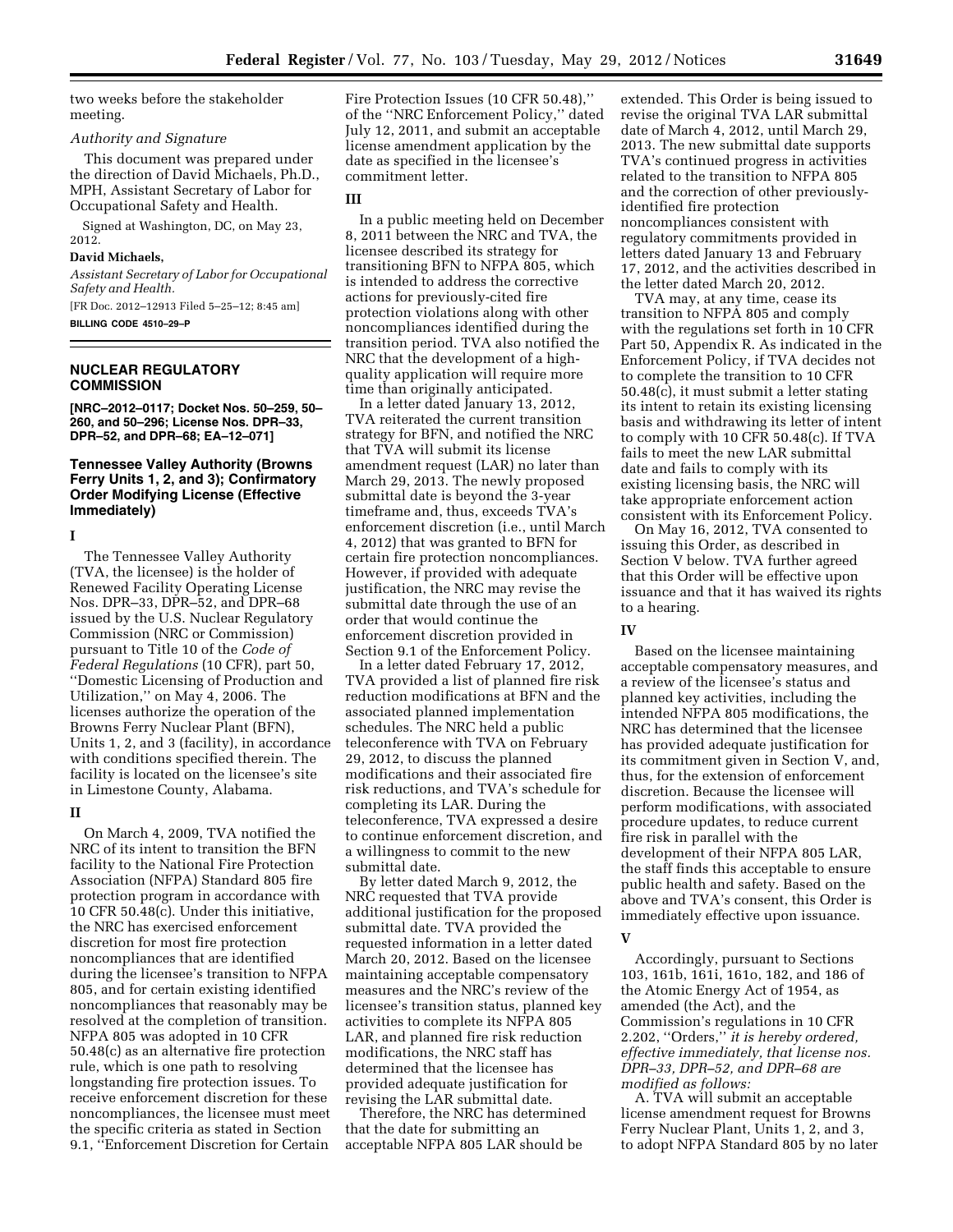two weeks before the stakeholder meeting.

*Authority and Signature*

This document was prepared under the direction of David Michaels, Ph.D., MPH, Assistant Secretary of Labor for Occupational Safety and Health.

Signed at Washington, DC, on May 23, 2012.

**David Michaels,**

*Assistant Secretary of Labor for Occupational Safety and Health.*

[FR Doc. 2012–12913 Filed 5–25–12; 8:45 am]

**BILLING CODE 4510–29–P**

## NUCLEAR REGULATORY COMMISSION

**[NRC–2012–0117; Docket Nos. 50–259, 50–260, and 50–296; License Nos. DPR–33, DPR–52, and DPR–68; EA–12–071]**

### Tennessee Valley Authority (Browns Ferry Units 1, 2, and 3); Confirmatory Order Modifying License (Effective Immediately)

**I**

The Tennessee Valley Authority (TVA, the licensee) is the holder of Renewed Facility Operating License Nos. DPR–33, DPR–52, and DPR–68 issued by the U.S. Nuclear Regulatory Commission (NRC or Commission) pursuant to Title 10 of the *Code of Federal Regulations* (10 CFR), part 50, ''Domestic Licensing of Production and Utilization,'' on May 4, 2006. The licenses authorize the operation of the Browns Ferry Nuclear Plant (BFN), Units 1, 2, and 3 (facility), in accordance with conditions specified therein. The facility is located on the licensee's site in Limestone County, Alabama.

**II**

On March 4, 2009, TVA notified the NRC of its intent to transition the BFN facility to the National Fire Protection Association (NFPA) Standard 805 fire protection program in accordance with 10 CFR 50.48(c). Under this initiative, the NRC has exercised enforcement discretion for most fire protection noncompliances that are identified during the licensee's transition to NFPA 805, and for certain existing identified noncompliances that reasonably may be resolved at the completion of transition. NFPA 805 was adopted in 10 CFR 50.48(c) as an alternative fire protection rule, which is one path to resolving longstanding fire protection issues. To receive enforcement discretion for these noncompliances, the licensee must meet the specific criteria as stated in Section 9.1, ''Enforcement Discretion for Certain Fire Protection Issues (10 CFR 50.48),'' of the ''NRC Enforcement Policy,'' dated July 12, 2011, and submit an acceptable license amendment application by the date as specified in the licensee's commitment letter.

**III**

In a public meeting held on December 8, 2011 between the NRC and TVA, the licensee described its strategy for transitioning BFN to NFPA 805, which is intended to address the corrective actions for previously-cited fire protection violations along with other noncompliances identified during the transition period. TVA also notified the NRC that the development of a high-quality application will require more time than originally anticipated.

In a letter dated January 13, 2012, TVA reiterated the current transition strategy for BFN, and notified the NRC that TVA will submit its license amendment request (LAR) no later than March 29, 2013. The newly proposed submittal date is beyond the 3-year timeframe and, thus, exceeds TVA's enforcement discretion (i.e., until March 4, 2012) that was granted to BFN for certain fire protection noncompliances. However, if provided with adequate justification, the NRC may revise the submittal date through the use of an order that would continue the enforcement discretion provided in Section 9.1 of the Enforcement Policy.

In a letter dated February 17, 2012, TVA provided a list of planned fire risk reduction modifications at BFN and the associated planned implementation schedules. The NRC held a public teleconference with TVA on February 29, 2012, to discuss the planned modifications and their associated fire risk reductions, and TVA's schedule for completing its LAR. During the teleconference, TVA expressed a desire to continue enforcement discretion, and a willingness to commit to the new submittal date.

By letter dated March 9, 2012, the NRC requested that TVA provide additional justification for the proposed submittal date. TVA provided the requested information in a letter dated March 20, 2012. Based on the licensee maintaining acceptable compensatory measures and the NRC's review of the licensee's transition status, planned key activities to complete its NFPA 805 LAR, and planned fire risk reduction modifications, the NRC staff has determined that the licensee has provided adequate justification for revising the LAR submittal date.

Therefore, the NRC has determined that the date for submitting an acceptable NFPA 805 LAR should be extended. This Order is being issued to revise the original TVA LAR submittal date of March 4, 2012, until March 29, 2013. The new submittal date supports TVA's continued progress in activities related to the transition to NFPA 805 and the correction of other previously-identified fire protection noncompliances consistent with regulatory commitments provided in letters dated January 13 and February 17, 2012, and the activities described in the letter dated March 20, 2012.

TVA may, at any time, cease its transition to NFPA 805 and comply with the regulations set forth in 10 CFR Part 50, Appendix R. As indicated in the Enforcement Policy, if TVA decides not to complete the transition to 10 CFR 50.48(c), it must submit a letter stating its intent to retain its existing licensing basis and withdrawing its letter of intent to comply with 10 CFR 50.48(c). If TVA fails to meet the new LAR submittal date and fails to comply with its existing licensing basis, the NRC will take appropriate enforcement action consistent with its Enforcement Policy.

On May 16, 2012, TVA consented to issuing this Order, as described in Section V below. TVA further agreed that this Order will be effective upon issuance and that it has waived its rights to a hearing.

**IV**

Based on the licensee maintaining acceptable compensatory measures, and a review of the licensee's status and planned key activities, including the intended NFPA 805 modifications, the NRC has determined that the licensee has provided adequate justification for its commitment given in Section V, and, thus, for the extension of enforcement discretion. Because the licensee will perform modifications, with associated procedure updates, to reduce current fire risk in parallel with the development of their NFPA 805 LAR, the staff finds this acceptable to ensure public health and safety. Based on the above and TVA's consent, this Order is immediately effective upon issuance.

**V**

Accordingly, pursuant to Sections 103, 161b, 161i, 161o, 182, and 186 of the Atomic Energy Act of 1954, as amended (the Act), and the Commission's regulations in 10 CFR 2.202, ''Orders,'' *it is hereby ordered, effective immediately, that license nos. DPR–33, DPR–52, and DPR–68 are modified as follows:*

A. TVA will submit an acceptable license amendment request for Browns Ferry Nuclear Plant, Units 1, 2, and 3, to adopt NFPA Standard 805 by no later